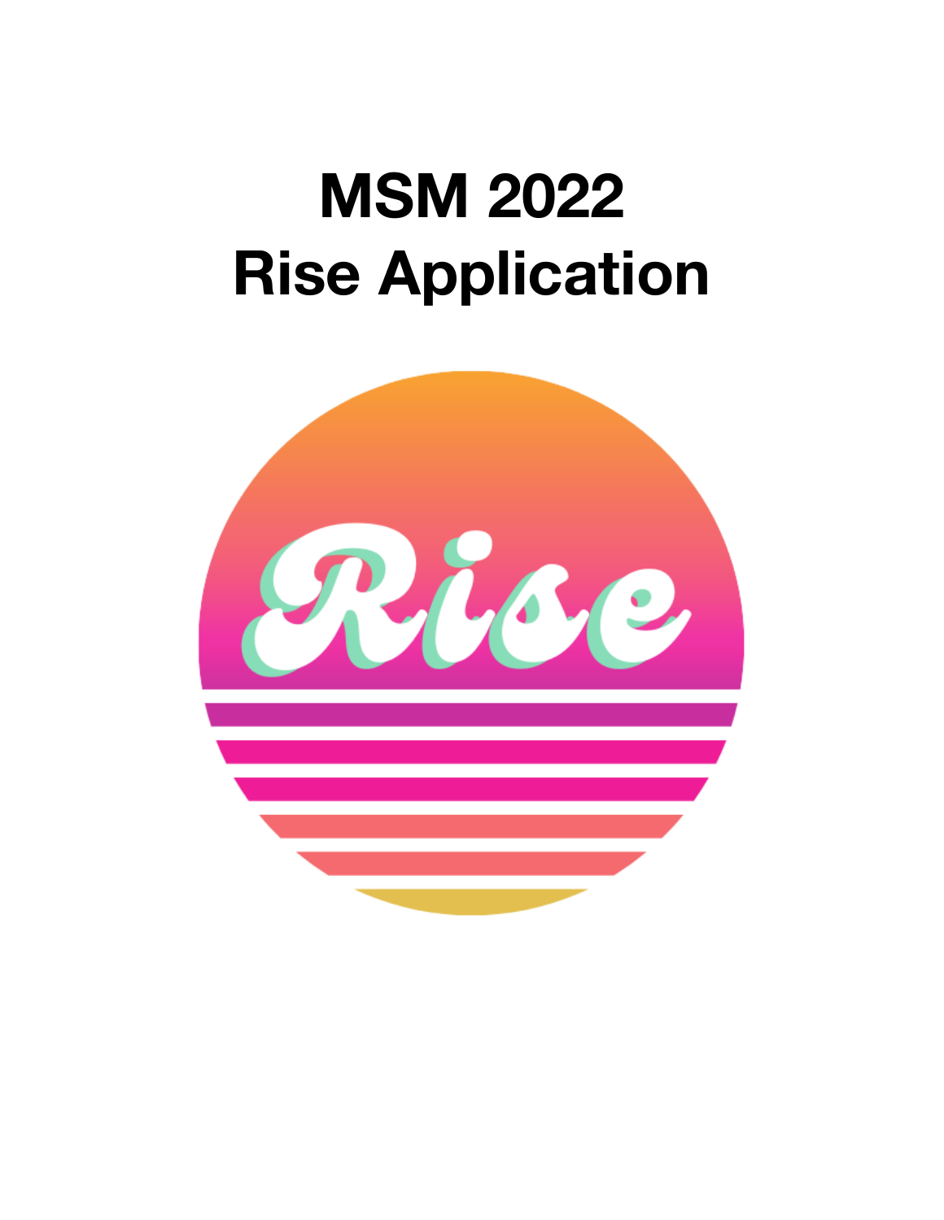# MSM 2022
# Rise Application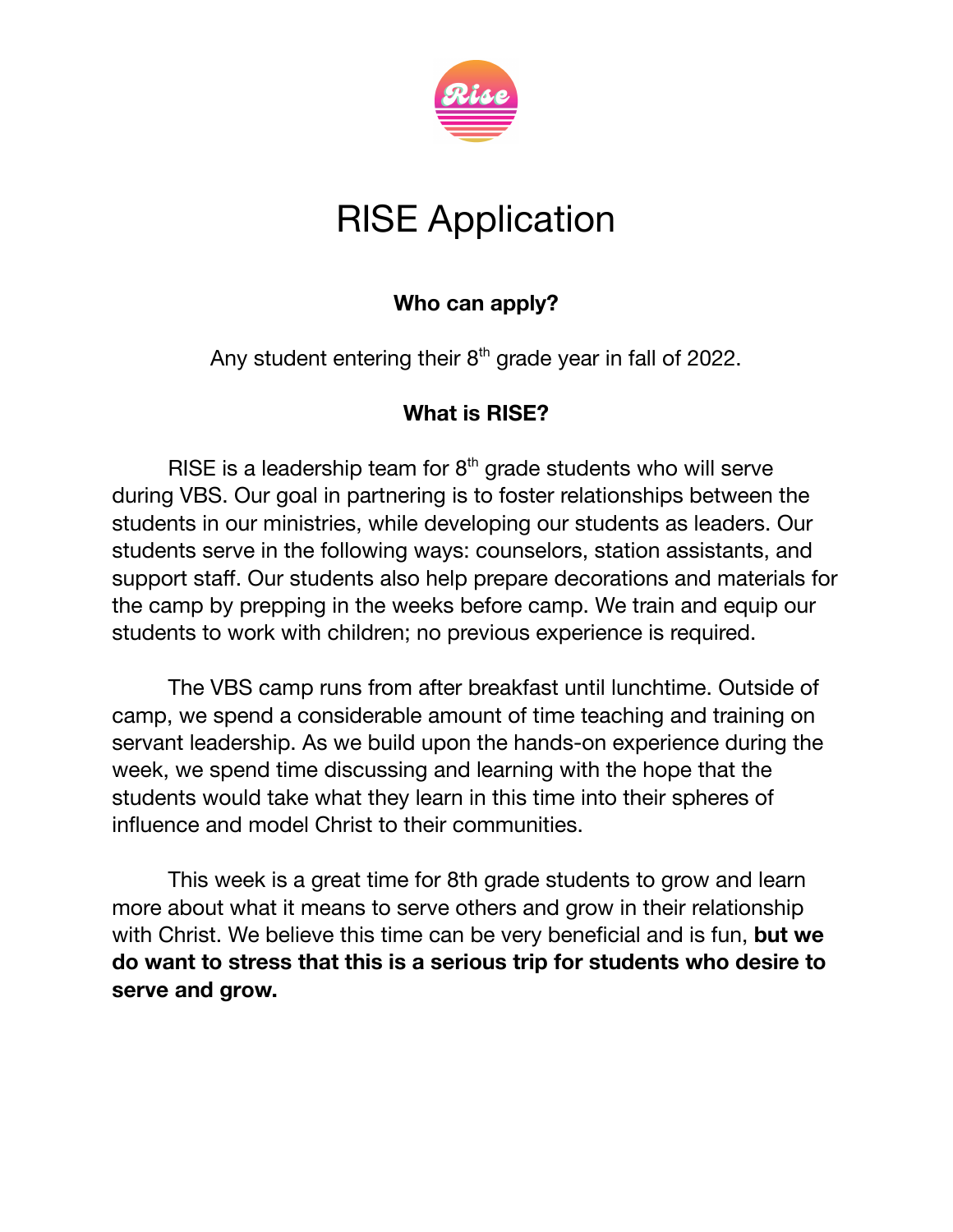# RISE Application

### Who can apply?

Any student entering their 8th grade year in fall of 2022.

### What is RISE?

RISE is a leadership team for 8th grade students who will serve during VBS. Our goal in partnering is to foster relationships between the students in our ministries, while developing our students as leaders. Our students serve in the following ways: counselors, station assistants, and support staff. Our students also help prepare decorations and materials for the camp by prepping in the weeks before camp. We train and equip our students to work with children; no previous experience is required.

The VBS camp runs from after breakfast until lunchtime. Outside of camp, we spend a considerable amount of time teaching and training on servant leadership. As we build upon the hands-on experience during the week, we spend time discussing and learning with the hope that the students would take what they learn in this time into their spheres of influence and model Christ to their communities.

This week is a great time for 8th grade students to grow and learn more about what it means to serve others and grow in their relationship with Christ. We believe this time can be very beneficial and is fun, **but we do want to stress that this is a serious trip for students who desire to serve and grow.**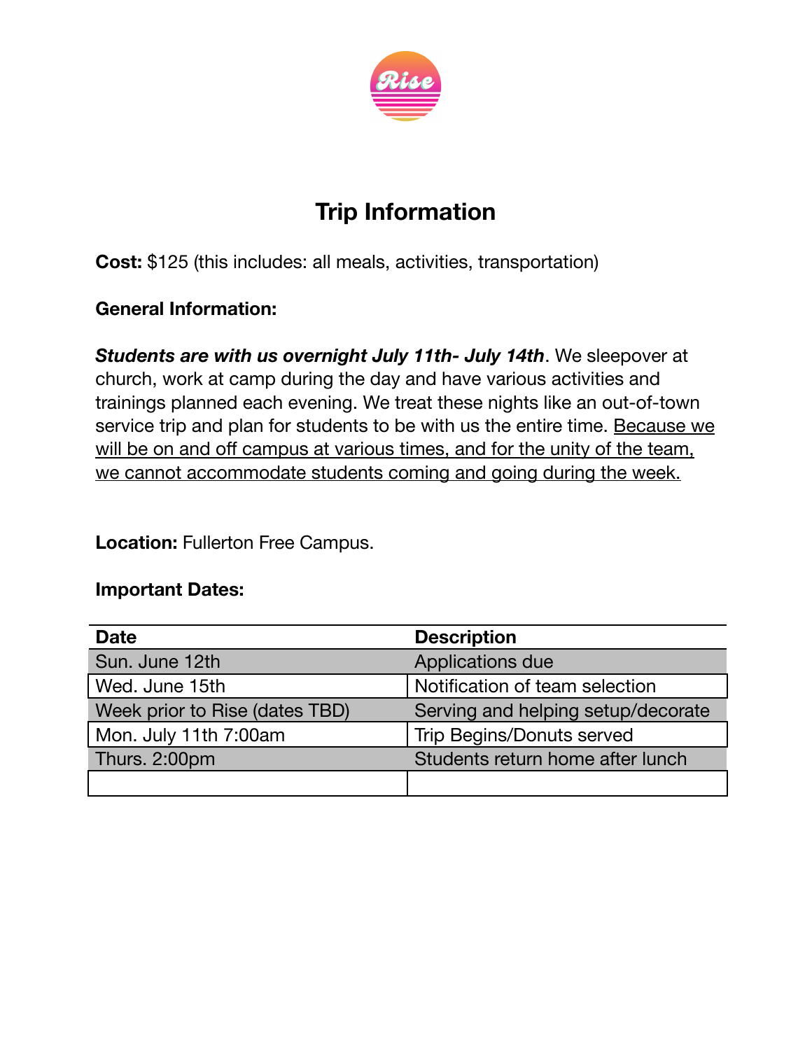# Trip Information

**Cost:** $125 (this includes: all meals, activities, transportation)

**General Information:**

***Students are with us overnight July 11th- July 14th***. We sleepover at church, work at camp during the day and have various activities and trainings planned each evening. We treat these nights like an out-of-town service trip and plan for students to be with us the entire time. <u>Because we will be on and off campus at various times, and for the unity of the team, we cannot accommodate students coming and going during the week.</u>

**Location:** Fullerton Free Campus.

**Important Dates:**

| Date | Description |
|---|---|
| Sun. June 12th | Applications due |
| Wed. June 15th | Notification of team selection |
| Week prior to Rise (dates TBD) | Serving and helping setup/decorate |
| Mon. July 11th 7:00am | Trip Begins/Donuts served |
| Thurs. 2:00pm | Students return home after lunch |
| | |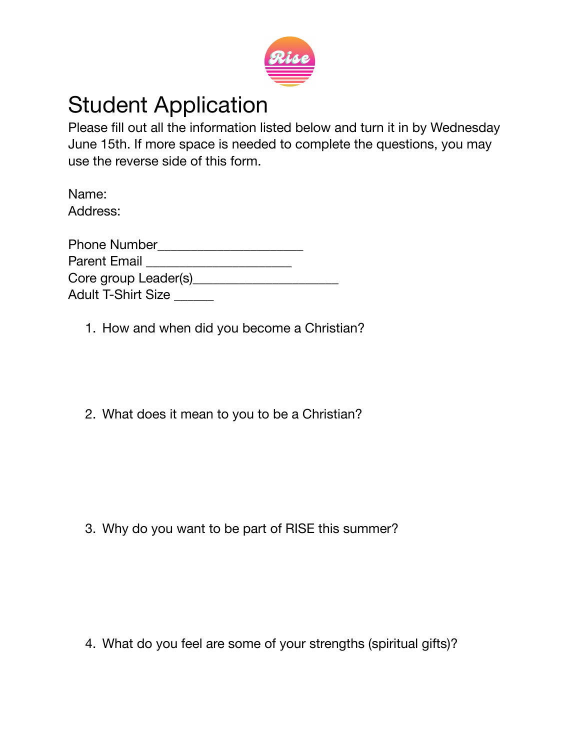# Student Application

Please fill out all the information listed below and turn it in by Wednesday June 15th. If more space is needed to complete the questions, you may use the reverse side of this form.

Name:
Address:

Phone Number____________________
Parent Email ____________________
Core group Leader(s)____________________
Adult T-Shirt Size ______

1. How and when did you become a Christian?

2. What does it mean to you to be a Christian?

3. Why do you want to be part of RISE this summer?

4. What do you feel are some of your strengths (spiritual gifts)?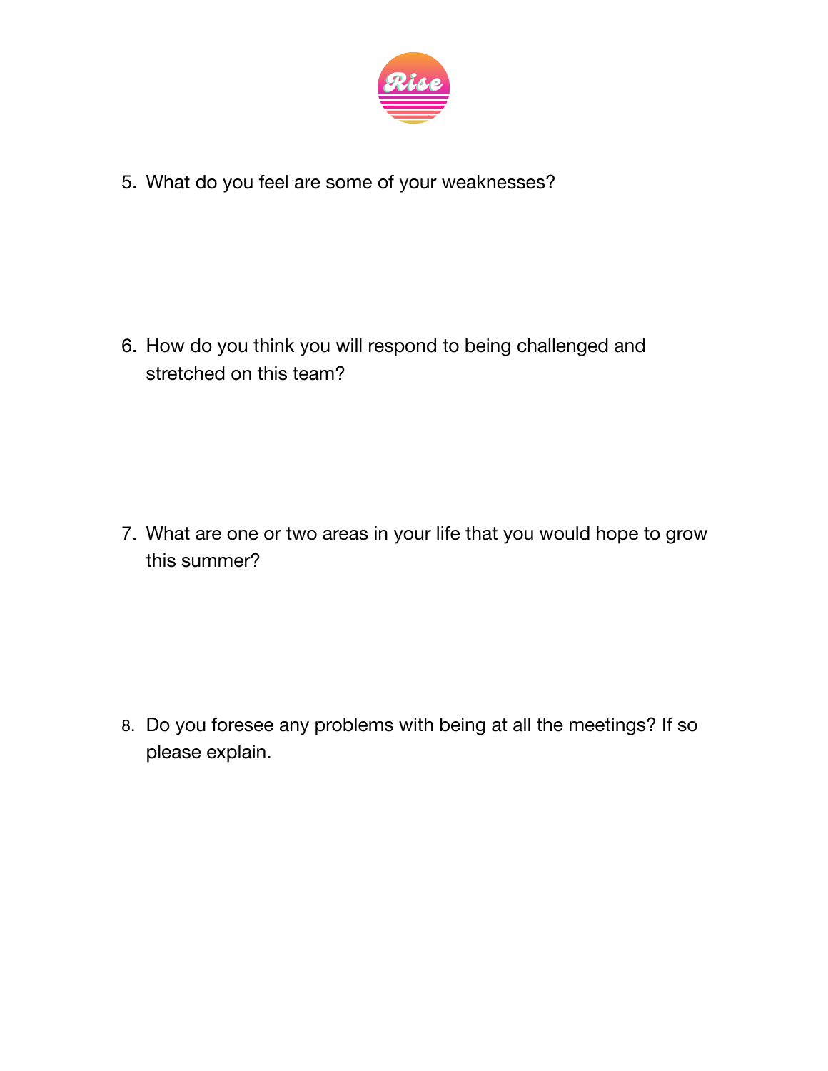5. What do you feel are some of your weaknesses?

6. How do you think you will respond to being challenged and stretched on this team?

7. What are one or two areas in your life that you would hope to grow this summer?

8. Do you foresee any problems with being at all the meetings? If so please explain.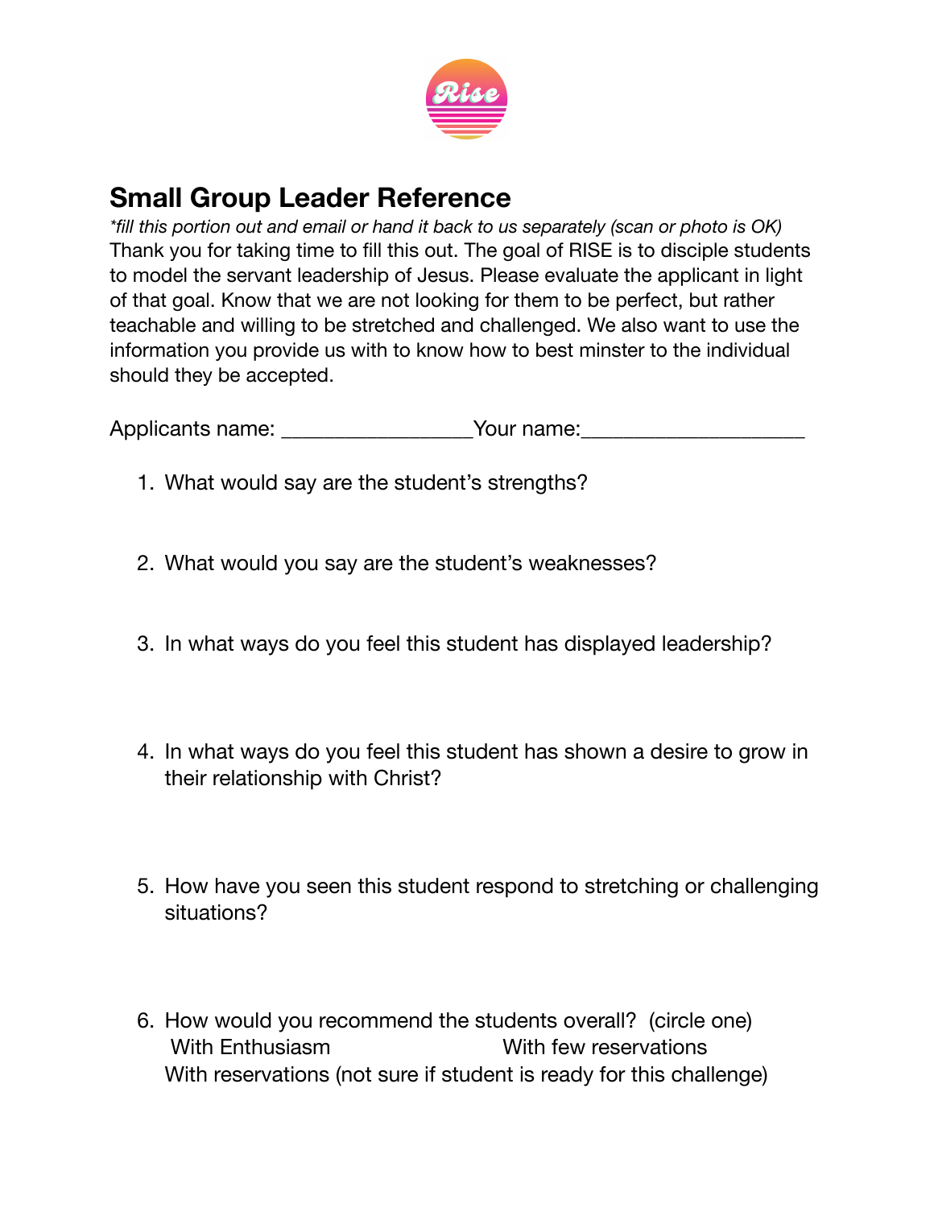# Small Group Leader Reference

*\*fill this portion out and email or hand it back to us separately (scan or photo is OK)*

Thank you for taking time to fill this out. The goal of RISE is to disciple students to model the servant leadership of Jesus. Please evaluate the applicant in light of that goal. Know that we are not looking for them to be perfect, but rather teachable and willing to be stretched and challenged. We also want to use the information you provide us with to know how to best minster to the individual should they be accepted.

Applicants name: ________________Your name:___________________

1. What would say are the student's strengths?

2. What would you say are the student's weaknesses?

3. In what ways do you feel this student has displayed leadership?

4. In what ways do you feel this student has shown a desire to grow in their relationship with Christ?

5. How have you seen this student respond to stretching or challenging situations?

6. How would you recommend the students overall? (circle one)
   With Enthusiasm With few reservations
   With reservations (not sure if student is ready for this challenge)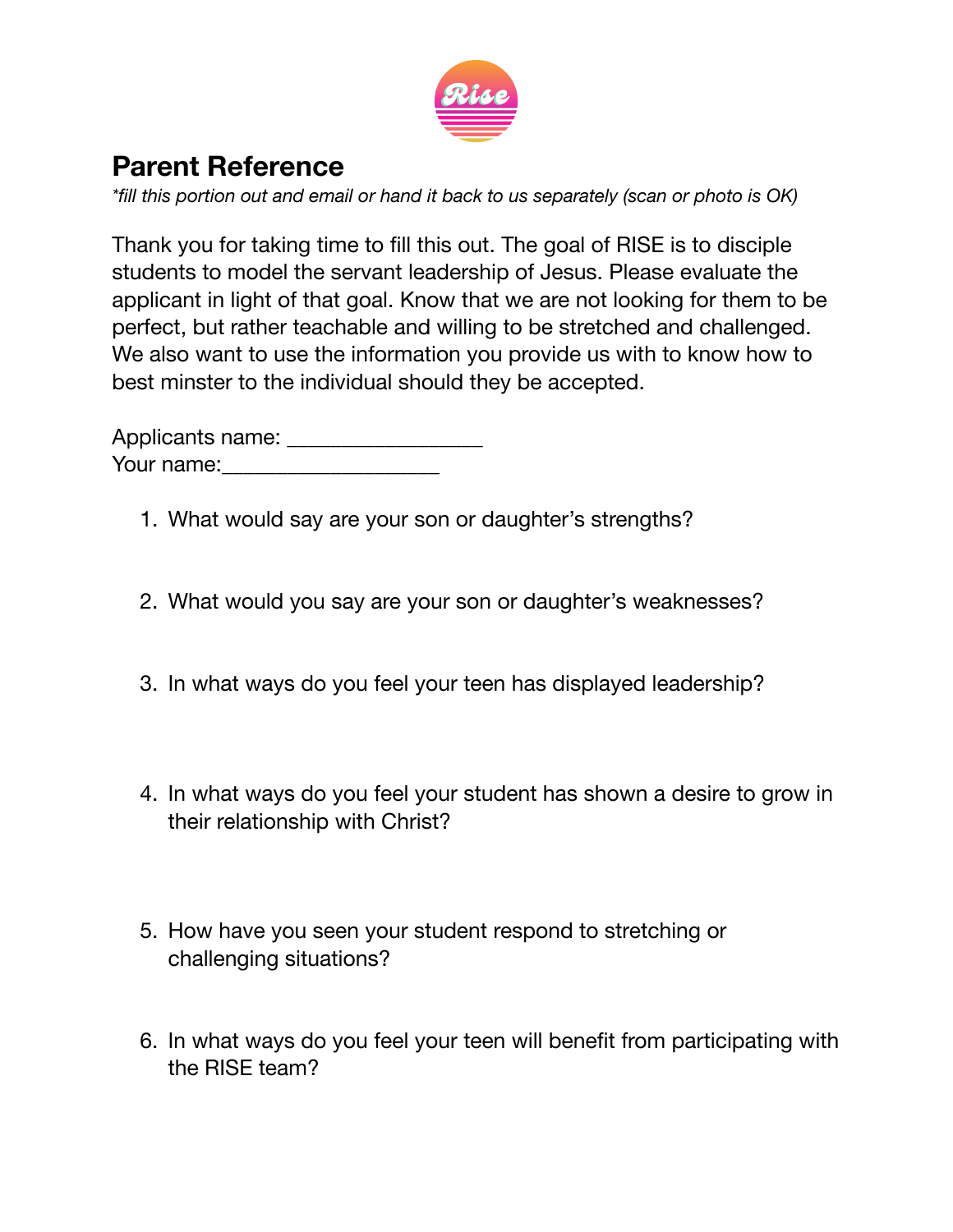## Parent Reference

*\*fill this portion out and email or hand it back to us separately (scan or photo is OK)*

Thank you for taking time to fill this out. The goal of RISE is to disciple students to model the servant leadership of Jesus. Please evaluate the applicant in light of that goal. Know that we are not looking for them to be perfect, but rather teachable and willing to be stretched and challenged. We also want to use the information you provide us with to know how to best minster to the individual should they be accepted.

Applicants name: ________________
Your name:__________________

1. What would say are your son or daughter's strengths?

2. What would you say are your son or daughter's weaknesses?

3. In what ways do you feel your teen has displayed leadership?

4. In what ways do you feel your student has shown a desire to grow in their relationship with Christ?

5. How have you seen your student respond to stretching or challenging situations?

6. In what ways do you feel your teen will benefit from participating with the RISE team?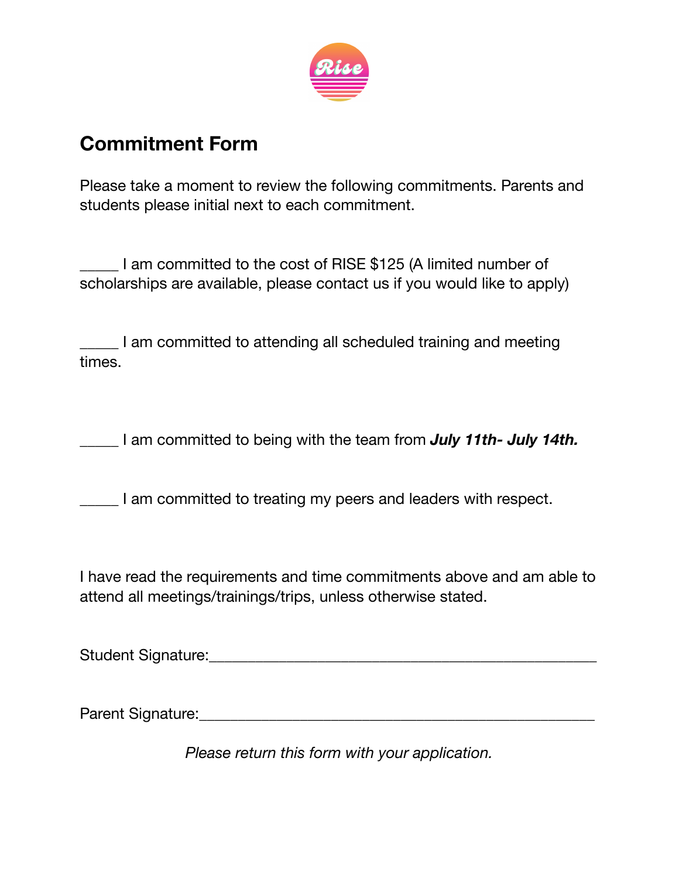## Commitment Form

Please take a moment to review the following commitments. Parents and students please initial next to each commitment.

_____ I am committed to the cost of RISE $125 (A limited number of scholarships are available, please contact us if you would like to apply)

_____ I am committed to attending all scheduled training and meeting times.

_____ I am committed to being with the team from ***July 11th- July 14th.***

_____ I am committed to treating my peers and leaders with respect.

I have read the requirements and time commitments above and am able to attend all meetings/trainings/trips, unless otherwise stated.

Student Signature:_______________________________________________

Parent Signature:________________________________________________

*Please return this form with your application.*